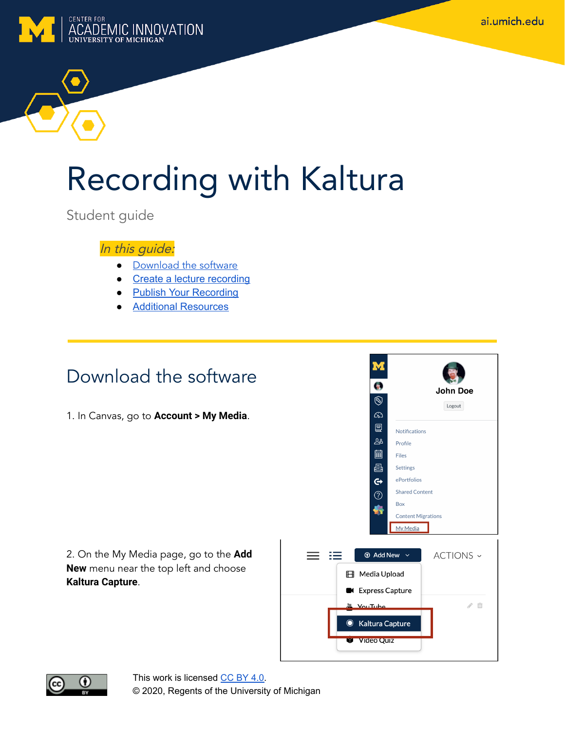# Recording with Kaltura

Student guide

*In this guide:*

- Download the software
- Create a lecture recording
- Publish Your Recording
- Additional Resources

## Download the software

1. In Canvas, go to **Account > My Media**.

2. On the My Media page, go to the **Add New** menu near the top left and choose **Kaltura Capture**.

This work is licensed CC BY 4.0.
© 2020, Regents of the University of Michigan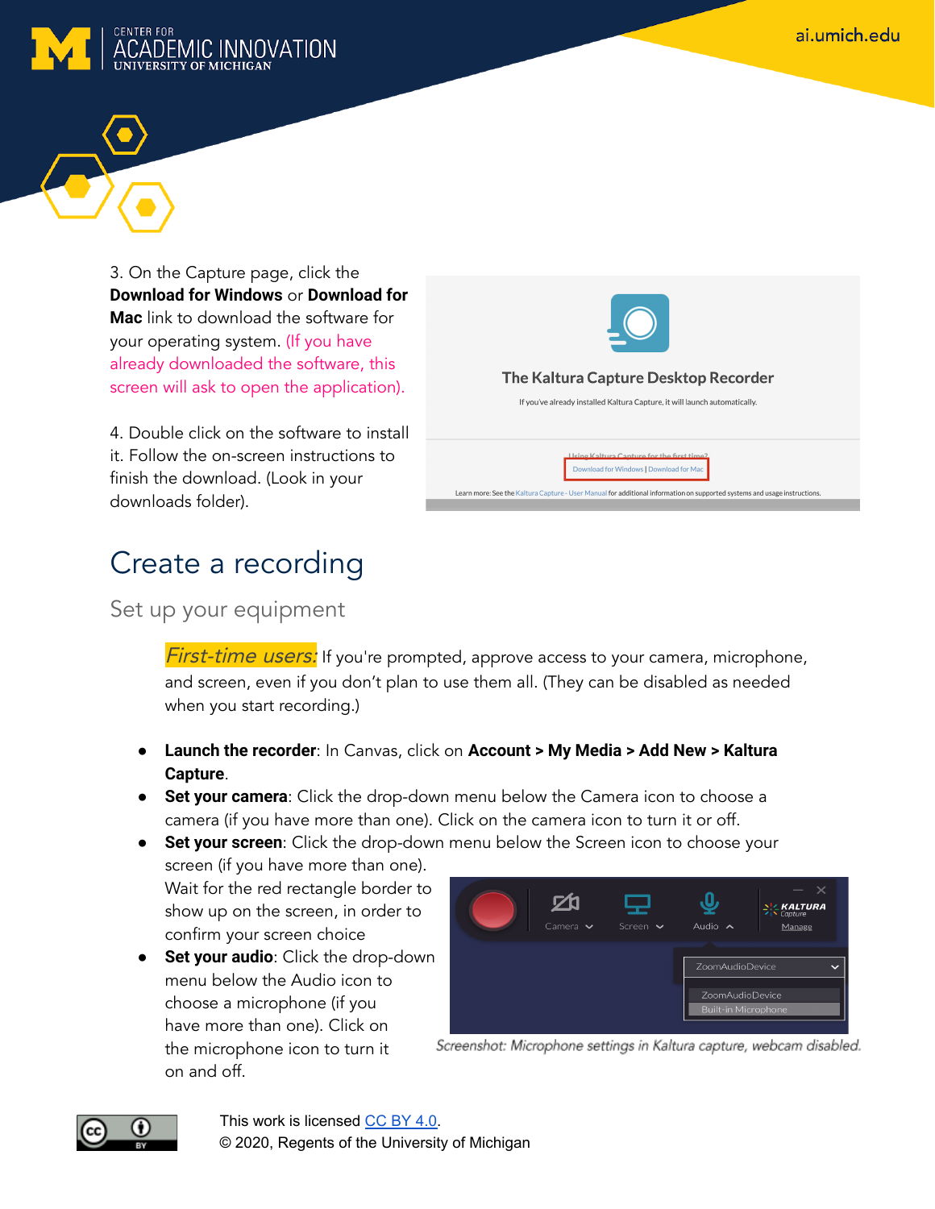3. On the Capture page, click the **Download for Windows** or **Download for Mac** link to download the software for your operating system. (If you have already downloaded the software, this screen will ask to open the application).

4. Double click on the software to install it. Follow the on-screen instructions to finish the download. (Look in your downloads folder).

# Create a recording

## Set up your equipment

*First-time users:* If you're prompted, approve access to your camera, microphone, and screen, even if you don't plan to use them all. (They can be disabled as needed when you start recording.)

- **Launch the recorder**: In Canvas, click on **Account > My Media > Add New > Kaltura Capture**.
- **Set your camera**: Click the drop-down menu below the Camera icon to choose a camera (if you have more than one). Click on the camera icon to turn it or off.
- **Set your screen**: Click the drop-down menu below the Screen icon to choose your screen (if you have more than one). Wait for the red rectangle border to show up on the screen, in order to confirm your screen choice
- **Set your audio**: Click the drop-down menu below the Audio icon to choose a microphone (if you have more than one). Click on the microphone icon to turn it on and off.

*Screenshot: Microphone settings in Kaltura capture, webcam disabled.*

This work is licensed CC BY 4.0.
© 2020, Regents of the University of Michigan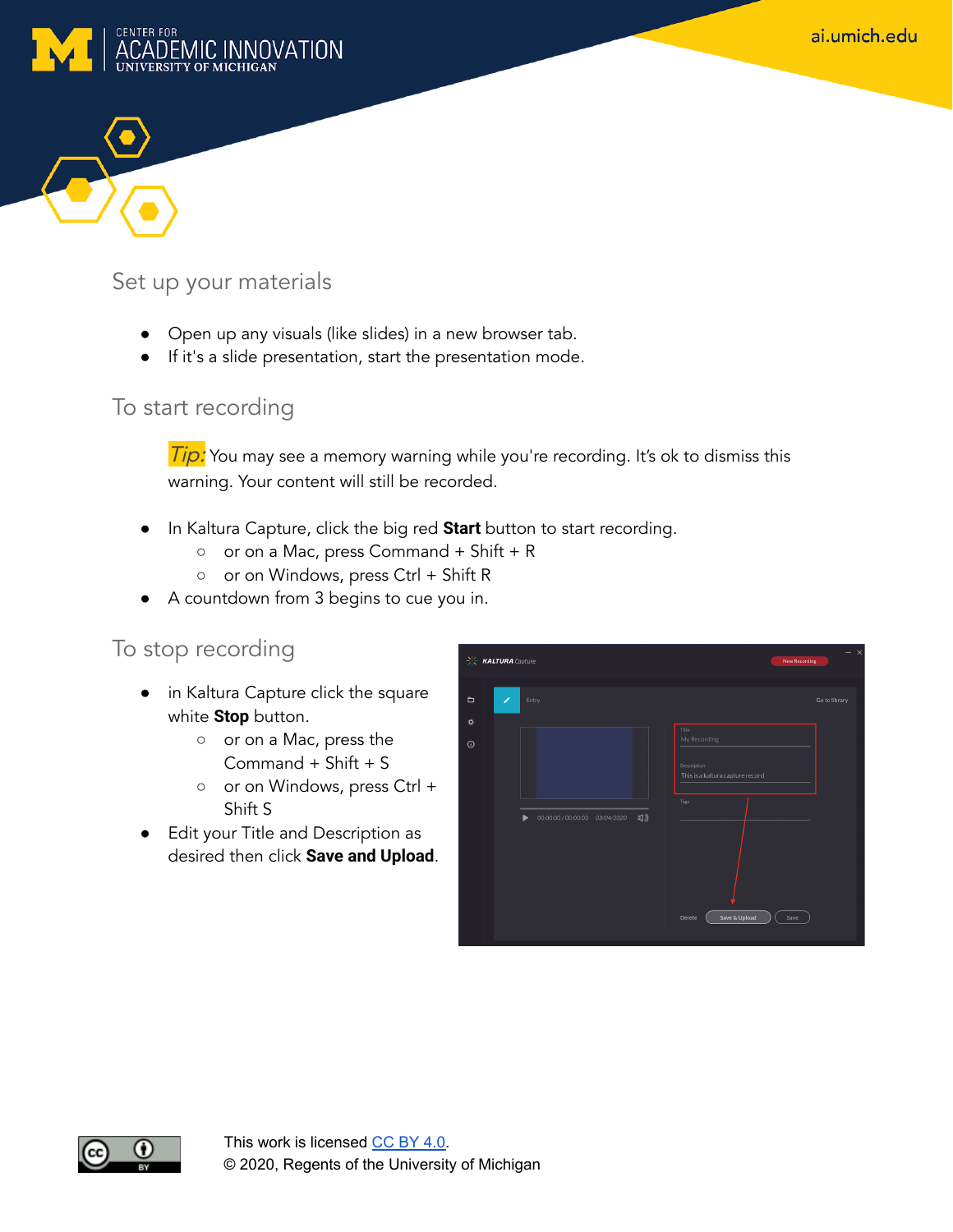## Set up your materials

- Open up any visuals (like slides) in a new browser tab.
- If it's a slide presentation, start the presentation mode.

## To start recording

*Tip:* You may see a memory warning while you're recording. It's ok to dismiss this warning. Your content will still be recorded.

- In Kaltura Capture, click the big red **Start** button to start recording.
  - or on a Mac, press Command + Shift + R
  - or on Windows, press Ctrl + Shift R
- A countdown from 3 begins to cue you in.

## To stop recording

- in Kaltura Capture click the square white **Stop** button.
  - or on a Mac, press the Command + Shift + S
  - or on Windows, press Ctrl + Shift S
- Edit your Title and Description as desired then click **Save and Upload**.

This work is licensed CC BY 4.0.
© 2020, Regents of the University of Michigan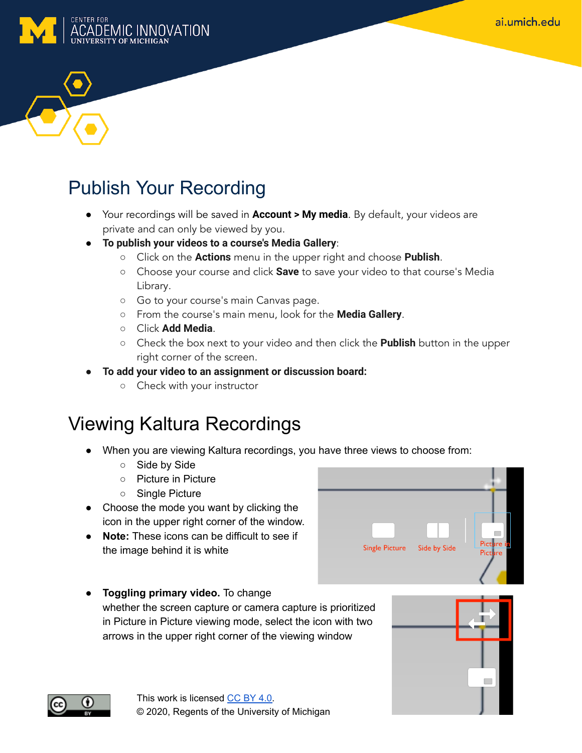# Publish Your Recording

- Your recordings will be saved in **Account > My media**. By default, your videos are private and can only be viewed by you.
- **To publish your videos to a course's Media Gallery**:
  - Click on the **Actions** menu in the upper right and choose **Publish**.
  - Choose your course and click **Save** to save your video to that course's Media Library.
  - Go to your course's main Canvas page.
  - From the course's main menu, look for the **Media Gallery**.
  - Click **Add Media**.
  - Check the box next to your video and then click the **Publish** button in the upper right corner of the screen.
- **To add your video to an assignment or discussion board:**
  - Check with your instructor

# Viewing Kaltura Recordings

- When you are viewing Kaltura recordings, you have three views to choose from:
  - Side by Side
  - Picture in Picture
  - Single Picture
- Choose the mode you want by clicking the icon in the upper right corner of the window.
- **Note:** These icons can be difficult to see if the image behind it is white

Single Picture
Side by Side
Picture in Picture

- **Toggling primary video.** To change whether the screen capture or camera capture is prioritized in Picture in Picture viewing mode, select the icon with two arrows in the upper right corner of the viewing window

This work is licensed CC BY 4.0.
© 2020, Regents of the University of Michigan